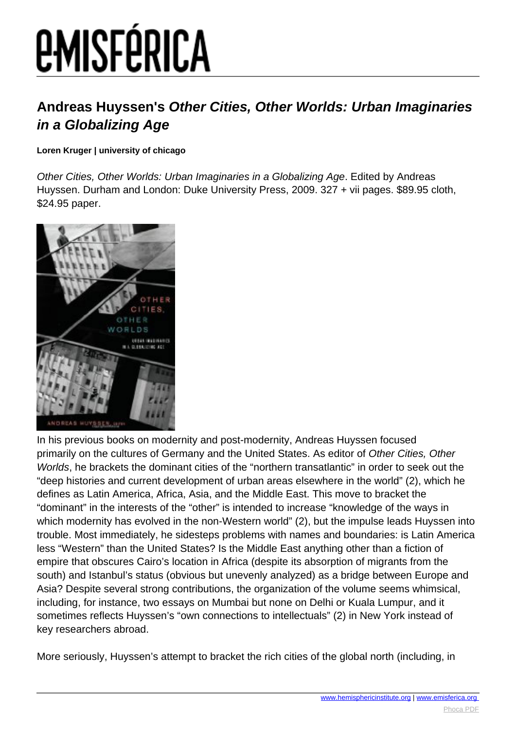# Andreas Huyssen's *Other Cities, Other Worlds: Urban Imaginaries in a Globalizing Age*

**Loren Kruger | university of chicago**

*Other Cities, Other Worlds: Urban Imaginaries in a Globalizing Age*. Edited by Andreas Huyssen. Durham and London: Duke University Press, 2009. 327 + vii pages. $89.95 cloth, $24.95 paper.

In his previous books on modernity and post-modernity, Andreas Huyssen focused primarily on the cultures of Germany and the United States. As editor of *Other Cities, Other Worlds*, he brackets the dominant cities of the "northern transatlantic" in order to seek out the "deep histories and current development of urban areas elsewhere in the world" (2), which he defines as Latin America, Africa, Asia, and the Middle East. This move to bracket the "dominant" in the interests of the "other" is intended to increase "knowledge of the ways in which modernity has evolved in the non-Western world" (2), but the impulse leads Huyssen into trouble. Most immediately, he sidesteps problems with names and boundaries: is Latin America less "Western" than the United States? Is the Middle East anything other than a fiction of empire that obscures Cairo's location in Africa (despite its absorption of migrants from the south) and Istanbul's status (obvious but unevenly analyzed) as a bridge between Europe and Asia? Despite several strong contributions, the organization of the volume seems whimsical, including, for instance, two essays on Mumbai but none on Delhi or Kuala Lumpur, and it sometimes reflects Huyssen's "own connections to intellectuals" (2) in New York instead of key researchers abroad.

More seriously, Huyssen's attempt to bracket the rich cities of the global north (including, in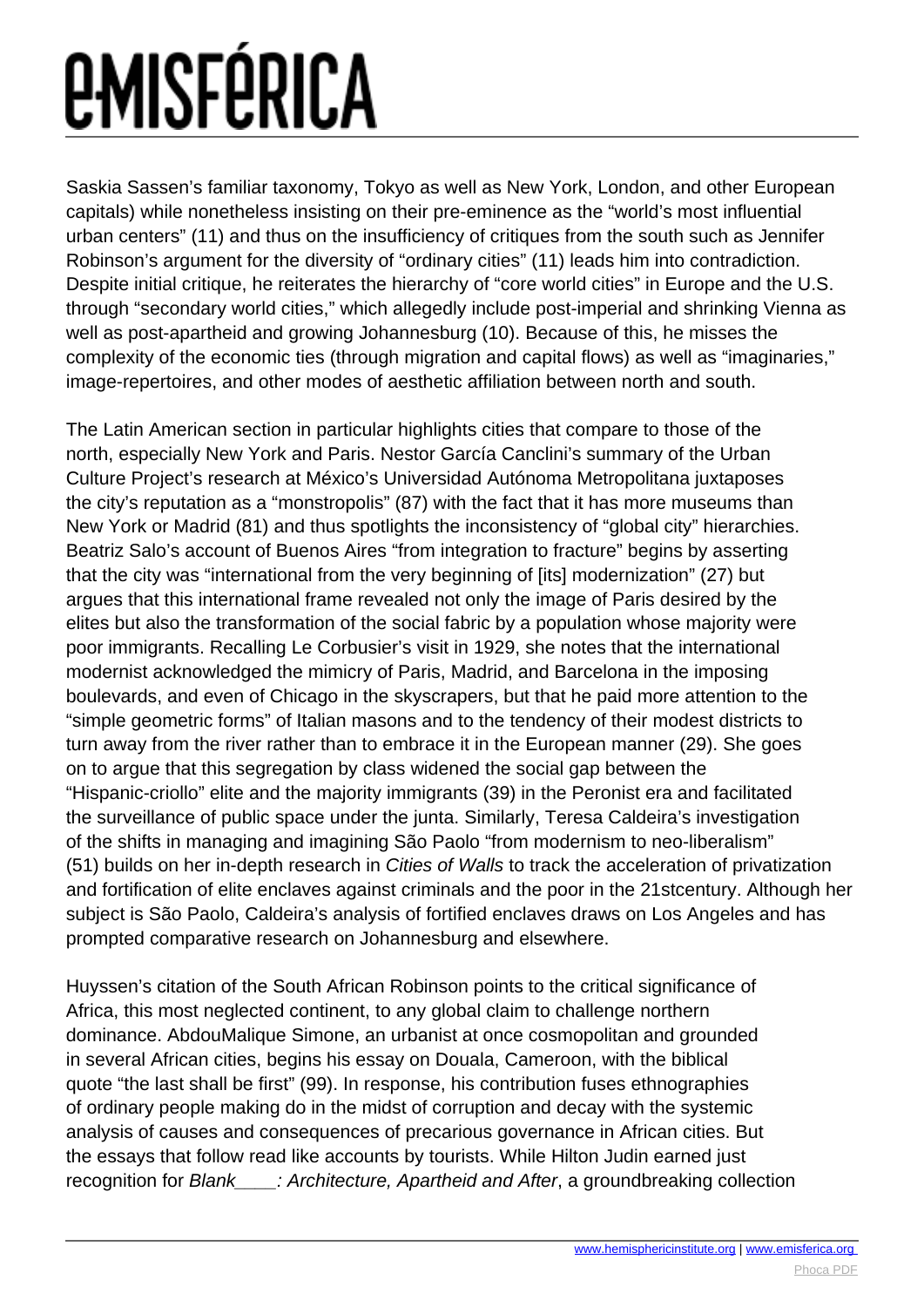Saskia Sassen's familiar taxonomy, Tokyo as well as New York, London, and other European capitals) while nonetheless insisting on their pre-eminence as the "world's most influential urban centers" (11) and thus on the insufficiency of critiques from the south such as Jennifer Robinson's argument for the diversity of "ordinary cities" (11) leads him into contradiction. Despite initial critique, he reiterates the hierarchy of "core world cities" in Europe and the U.S. through "secondary world cities," which allegedly include post-imperial and shrinking Vienna as well as post-apartheid and growing Johannesburg (10). Because of this, he misses the complexity of the economic ties (through migration and capital flows) as well as "imaginaries," image-repertoires, and other modes of aesthetic affiliation between north and south.

The Latin American section in particular highlights cities that compare to those of the north, especially New York and Paris. Nestor García Canclini's summary of the Urban Culture Project's research at México's Universidad Autónoma Metropolitana juxtaposes the city's reputation as a "monstropolis" (87) with the fact that it has more museums than New York or Madrid (81) and thus spotlights the inconsistency of "global city" hierarchies. Beatriz Salo's account of Buenos Aires "from integration to fracture" begins by asserting that the city was "international from the very beginning of [its] modernization" (27) but argues that this international frame revealed not only the image of Paris desired by the elites but also the transformation of the social fabric by a population whose majority were poor immigrants. Recalling Le Corbusier's visit in 1929, she notes that the international modernist acknowledged the mimicry of Paris, Madrid, and Barcelona in the imposing boulevards, and even of Chicago in the skyscrapers, but that he paid more attention to the "simple geometric forms" of Italian masons and to the tendency of their modest districts to turn away from the river rather than to embrace it in the European manner (29). She goes on to argue that this segregation by class widened the social gap between the "Hispanic-criollo" elite and the majority immigrants (39) in the Peronist era and facilitated the surveillance of public space under the junta. Similarly, Teresa Caldeira's investigation of the shifts in managing and imagining São Paolo "from modernism to neo-liberalism" (51) builds on her in-depth research in *Cities of Walls* to track the acceleration of privatization and fortification of elite enclaves against criminals and the poor in the 21stcentury. Although her subject is São Paolo, Caldeira's analysis of fortified enclaves draws on Los Angeles and has prompted comparative research on Johannesburg and elsewhere.

Huyssen's citation of the South African Robinson points to the critical significance of Africa, this most neglected continent, to any global claim to challenge northern dominance. AbdouMalique Simone, an urbanist at once cosmopolitan and grounded in several African cities, begins his essay on Douala, Cameroon, with the biblical quote "the last shall be first" (99). In response, his contribution fuses ethnographies of ordinary people making do in the midst of corruption and decay with the systemic analysis of causes and consequences of precarious governance in African cities. But the essays that follow read like accounts by tourists. While Hilton Judin earned just recognition for *Blank____: Architecture, Apartheid and After*, a groundbreaking collection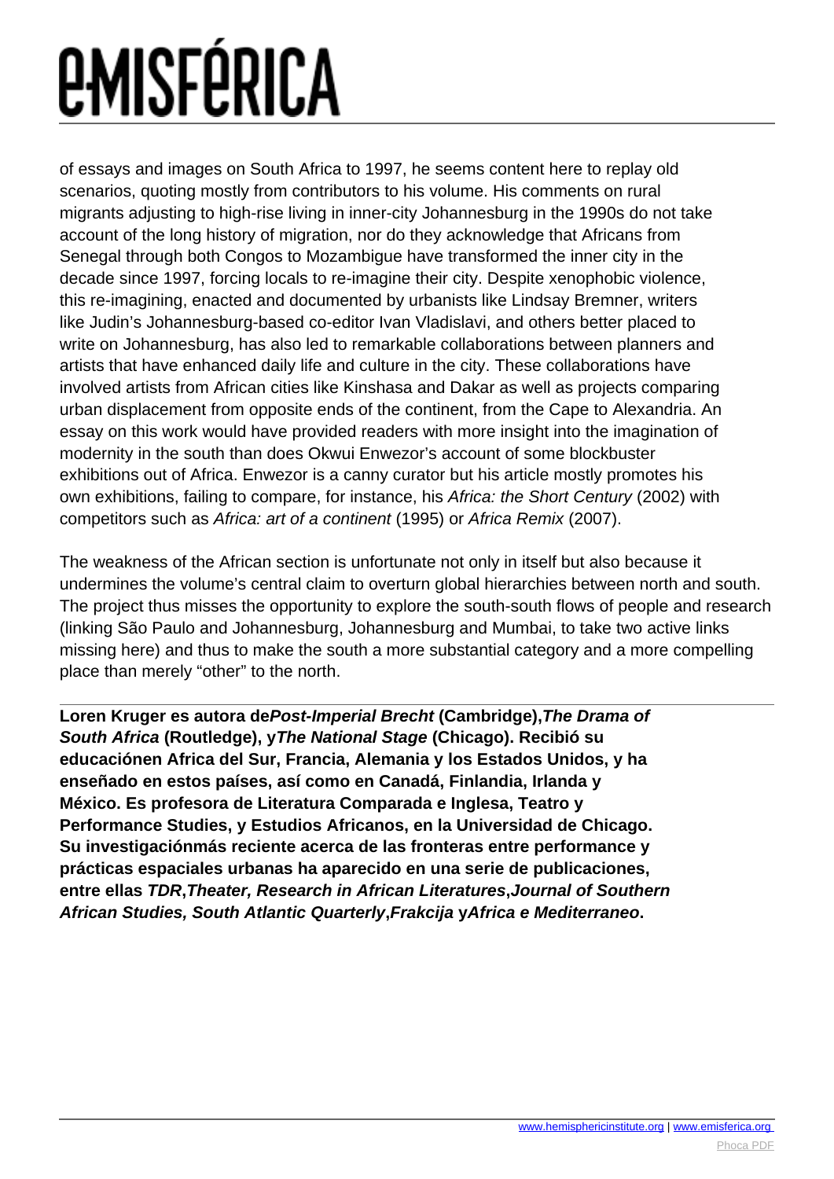of essays and images on South Africa to 1997, he seems content here to replay old scenarios, quoting mostly from contributors to his volume. His comments on rural migrants adjusting to high-rise living in inner-city Johannesburg in the 1990s do not take account of the long history of migration, nor do they acknowledge that Africans from Senegal through both Congos to Mozambigue have transformed the inner city in the decade since 1997, forcing locals to re-imagine their city. Despite xenophobic violence, this re-imagining, enacted and documented by urbanists like Lindsay Bremner, writers like Judin's Johannesburg-based co-editor Ivan Vladislavi, and others better placed to write on Johannesburg, has also led to remarkable collaborations between planners and artists that have enhanced daily life and culture in the city. These collaborations have involved artists from African cities like Kinshasa and Dakar as well as projects comparing urban displacement from opposite ends of the continent, from the Cape to Alexandria. An essay on this work would have provided readers with more insight into the imagination of modernity in the south than does Okwui Enwezor's account of some blockbuster exhibitions out of Africa. Enwezor is a canny curator but his article mostly promotes his own exhibitions, failing to compare, for instance, his *Africa: the Short Century* (2002) with competitors such as *Africa: art of a continent* (1995) or *Africa Remix* (2007).

The weakness of the African section is unfortunate not only in itself but also because it undermines the volume's central claim to overturn global hierarchies between north and south. The project thus misses the opportunity to explore the south-south flows of people and research (linking São Paulo and Johannesburg, Johannesburg and Mumbai, to take two active links missing here) and thus to make the south a more substantial category and a more compelling place than merely "other" to the north.

---

**Loren Kruger es autora de*Post-Imperial Brecht* (Cambridge),*The Drama of South Africa* (Routledge), y*The National Stage* (Chicago). Recibió su educaciónen Africa del Sur, Francia, Alemania y los Estados Unidos, y ha enseñado en estos países, así como en Canadá, Finlandia, Irlanda y México. Es profesora de Literatura Comparada e Inglesa, Teatro y Performance Studies, y Estudios Africanos, en la Universidad de Chicago. Su investigaciónmás reciente acerca de las fronteras entre performance y prácticas espaciales urbanas ha aparecido en una serie de publicaciones, entre ellas *TDR*,*Theater, Research in African Literatures*,*Journal of Southern African Studies, South Atlantic Quarterly*,*Frakcija* y*Africa e Mediterraneo*.**